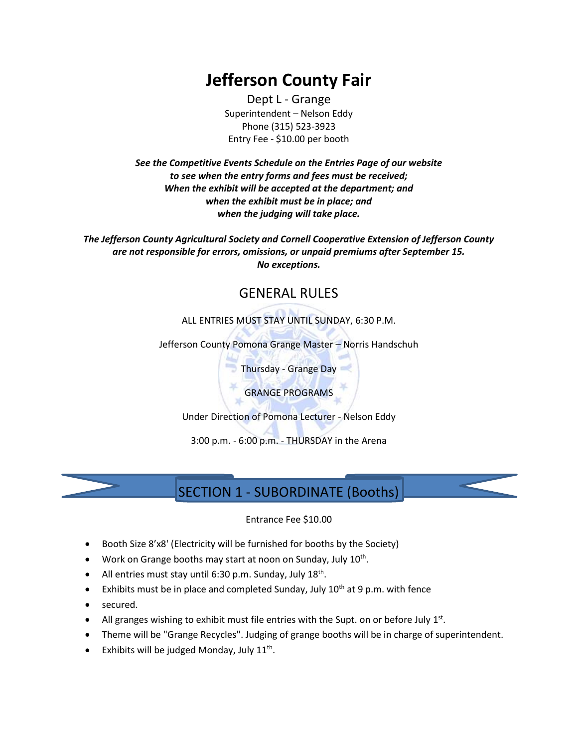# Jefferson County Fair

Dept L - Grange

Superintendent – Nelson Eddy

Phone (315) 523-3923

Entry Fee - $10.00 per booth

***See the Competitive Events Schedule on the Entries Page of our website to see when the entry forms and fees must be received; When the exhibit will be accepted at the department; and when the exhibit must be in place; and when the judging will take place.***

***The Jefferson County Agricultural Society and Cornell Cooperative Extension of Jefferson County are not responsible for errors, omissions, or unpaid premiums after September 15. No exceptions.***

## GENERAL RULES

ALL ENTRIES MUST STAY UNTIL SUNDAY, 6:30 P.M.

Jefferson County Pomona Grange Master – Norris Handschuh

Thursday - Grange Day

GRANGE PROGRAMS

Under Direction of Pomona Lecturer - Nelson Eddy

3:00 p.m. - 6:00 p.m. - THURSDAY in the Arena

## SECTION 1 - SUBORDINATE (Booths)

Entrance Fee $10.00

- Booth Size 8'x8' (Electricity will be furnished for booths by the Society)
- Work on Grange booths may start at noon on Sunday, July 10th.
- All entries must stay until 6:30 p.m. Sunday, July 18th.
- Exhibits must be in place and completed Sunday, July 10th at 9 p.m. with fence
- secured.
- All granges wishing to exhibit must file entries with the Supt. on or before July 1st.
- Theme will be "Grange Recycles". Judging of grange booths will be in charge of superintendent.
- Exhibits will be judged Monday, July 11th.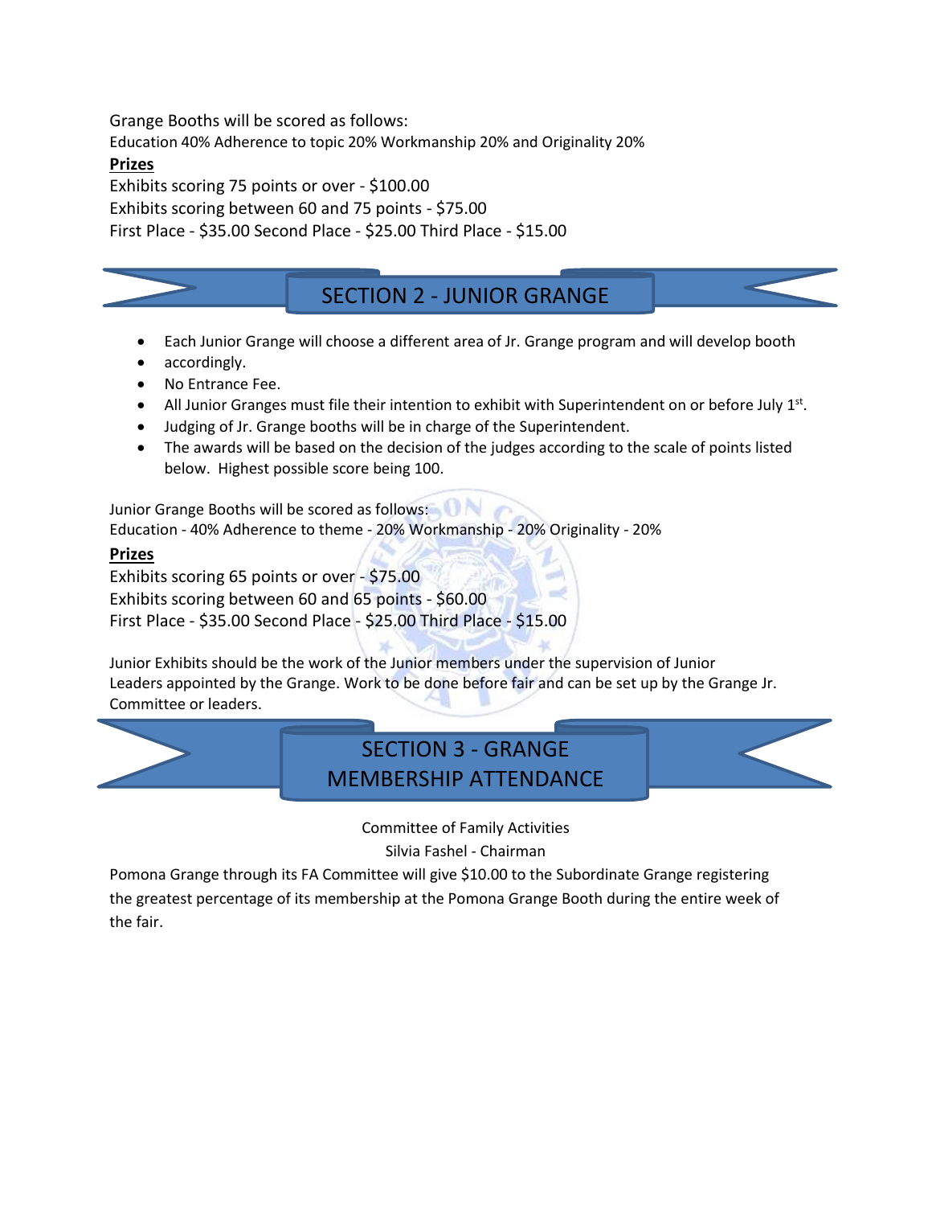Grange Booths will be scored as follows:
Education 40% Adherence to topic 20% Workmanship 20% and Originality 20%

**Prizes**

Exhibits scoring 75 points or over - $100.00
Exhibits scoring between 60 and 75 points - $75.00
First Place - $35.00 Second Place - $25.00 Third Place - $15.00

## SECTION 2 - JUNIOR GRANGE

- Each Junior Grange will choose a different area of Jr. Grange program and will develop booth
- accordingly.
- No Entrance Fee.
- All Junior Granges must file their intention to exhibit with Superintendent on or before July 1st.
- Judging of Jr. Grange booths will be in charge of the Superintendent.
- The awards will be based on the decision of the judges according to the scale of points listed below. Highest possible score being 100.

Junior Grange Booths will be scored as follows:
Education - 40% Adherence to theme - 20% Workmanship - 20% Originality - 20%

**Prizes**

Exhibits scoring 65 points or over - $75.00
Exhibits scoring between 60 and 65 points - $60.00
First Place - $35.00 Second Place - $25.00 Third Place - $15.00

Junior Exhibits should be the work of the Junior members under the supervision of Junior Leaders appointed by the Grange. Work to be done before fair and can be set up by the Grange Jr. Committee or leaders.

## SECTION 3 - GRANGE MEMBERSHIP ATTENDANCE

Committee of Family Activities
Silvia Fashel - Chairman

Pomona Grange through its FA Committee will give $10.00 to the Subordinate Grange registering the greatest percentage of its membership at the Pomona Grange Booth during the entire week of the fair.